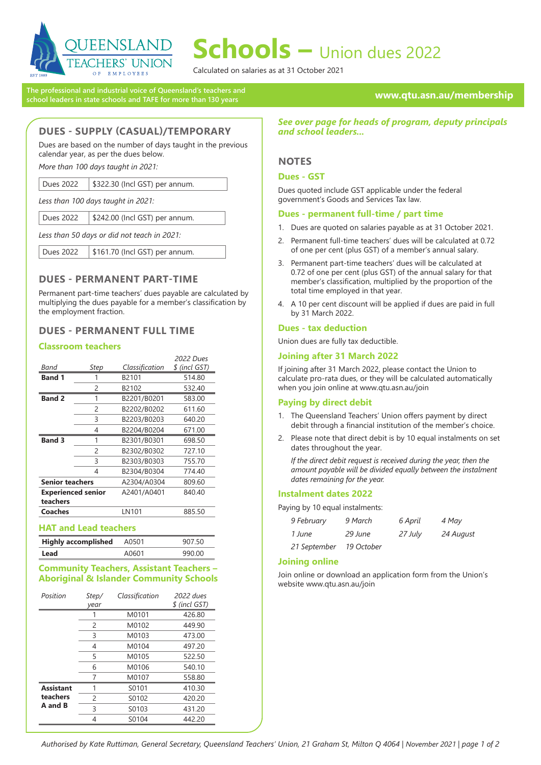# Schools – Union dues 2022

Calculated on salaries as at 31 October 2021

The professional and industrial voice of Queensland's teachers and school leaders in state schools and TAFE for more than 130 years

**www.qtu.asn.au/membership**

## DUES - SUPPLY (CASUAL)/TEMPORARY

Dues are based on the number of days taught in the previous calendar year, as per the dues below.

*More than 100 days taught in 2021:*

| Dues 2022 | $322.30 (Incl GST) per annum. |
|---|---|

*Less than 100 days taught in 2021:*

| Dues 2022 | $242.00 (Incl GST) per annum. |
|---|---|

*Less than 50 days or did not teach in 2021:*

| Dues 2022 | $161.70 (Incl GST) per annum. |
|---|---|

## DUES - PERMANENT PART-TIME

Permanent part-time teachers' dues payable are calculated by multiplying the dues payable for a member's classification by the employment fraction.

## DUES - PERMANENT FULL TIME

### Classroom teachers

| *Band* | *Step* | *Classification* | *2022 Dues $ (incl GST)* |
|---|---|---|---|
| **Band 1** | 1 | B2101 | 514.80 |
| | 2 | B2102 | 532.40 |
| **Band 2** | 1 | B2201/B0201 | 583.00 |
| | 2 | B2202/B0202 | 611.60 |
| | 3 | B2203/B0203 | 640.20 |
| | 4 | B2204/B0204 | 671.00 |
| **Band 3** | 1 | B2301/B0301 | 698.50 |
| | 2 | B2302/B0302 | 727.10 |
| | 3 | B2303/B0303 | 755.70 |
| | 4 | B2304/B0304 | 774.40 |
| **Senior teachers** | | A2304/A0304 | 809.60 |
| **Experienced senior teachers** | | A2401/A0401 | 840.40 |
| **Coaches** | | LN101 | 885.50 |

### HAT and Lead teachers

| | | |
|---|---|---|
| **Highly accomplished** | A0501 | 907.50 |
| **Lead** | A0601 | 990.00 |

### Community Teachers, Assistant Teachers – Aboriginal & Islander Community Schools

| *Position* | *Step/ year* | *Classification* | *2022 dues $ (incl GST)* |
|---|---|---|---|
| | 1 | M0101 | 426.80 |
| | 2 | M0102 | 449.90 |
| | 3 | M0103 | 473.00 |
| | 4 | M0104 | 497.20 |
| | 5 | M0105 | 522.50 |
| | 6 | M0106 | 540.10 |
| | 7 | M0107 | 558.80 |
| **Assistant teachers A and B** | 1 | S0101 | 410.30 |
| | 2 | S0102 | 420.20 |
| | 3 | S0103 | 431.20 |
| | 4 | S0104 | 442.20 |

***See over page for heads of program, deputy principals and school leaders...***

## NOTES

### Dues - GST

Dues quoted include GST applicable under the federal government's Goods and Services Tax law.

### Dues - permanent full-time / part time

1. Dues are quoted on salaries payable as at 31 October 2021.
2. Permanent full-time teachers' dues will be calculated at 0.72 of one per cent (plus GST) of a member's annual salary.
3. Permanent part-time teachers' dues will be calculated at 0.72 of one per cent (plus GST) of the annual salary for that member's classification, multiplied by the proportion of the total time employed in that year.
4. A 10 per cent discount will be applied if dues are paid in full by 31 March 2022.

### Dues - tax deduction

Union dues are fully tax deductible.

### Joining after 31 March 2022

If joining after 31 March 2022, please contact the Union to calculate pro-rata dues, or they will be calculated automatically when you join online at www.qtu.asn.au/join

### Paying by direct debit

1. The Queensland Teachers' Union offers payment by direct debit through a financial institution of the member's choice.
2. Please note that direct debit is by 10 equal instalments on set dates throughout the year.

   *If the direct debit request is received during the year, then the amount payable will be divided equally between the instalment dates remaining for the year.*

### Instalment dates 2022

Paying by 10 equal instalments:

| | | | |
|---|---|---|---|
| *9 February* | *9 March* | *6 April* | *4 May* |
| *1 June* | *29 June* | *27 July* | *24 August* |
| *21 September* | *19 October* | | |

### Joining online

Join online or download an application form from the Union's website www.qtu.asn.au/join

*Authorised by Kate Ruttiman, General Secretary, Queensland Teachers' Union, 21 Graham St, Milton Q 4064 | November 2021*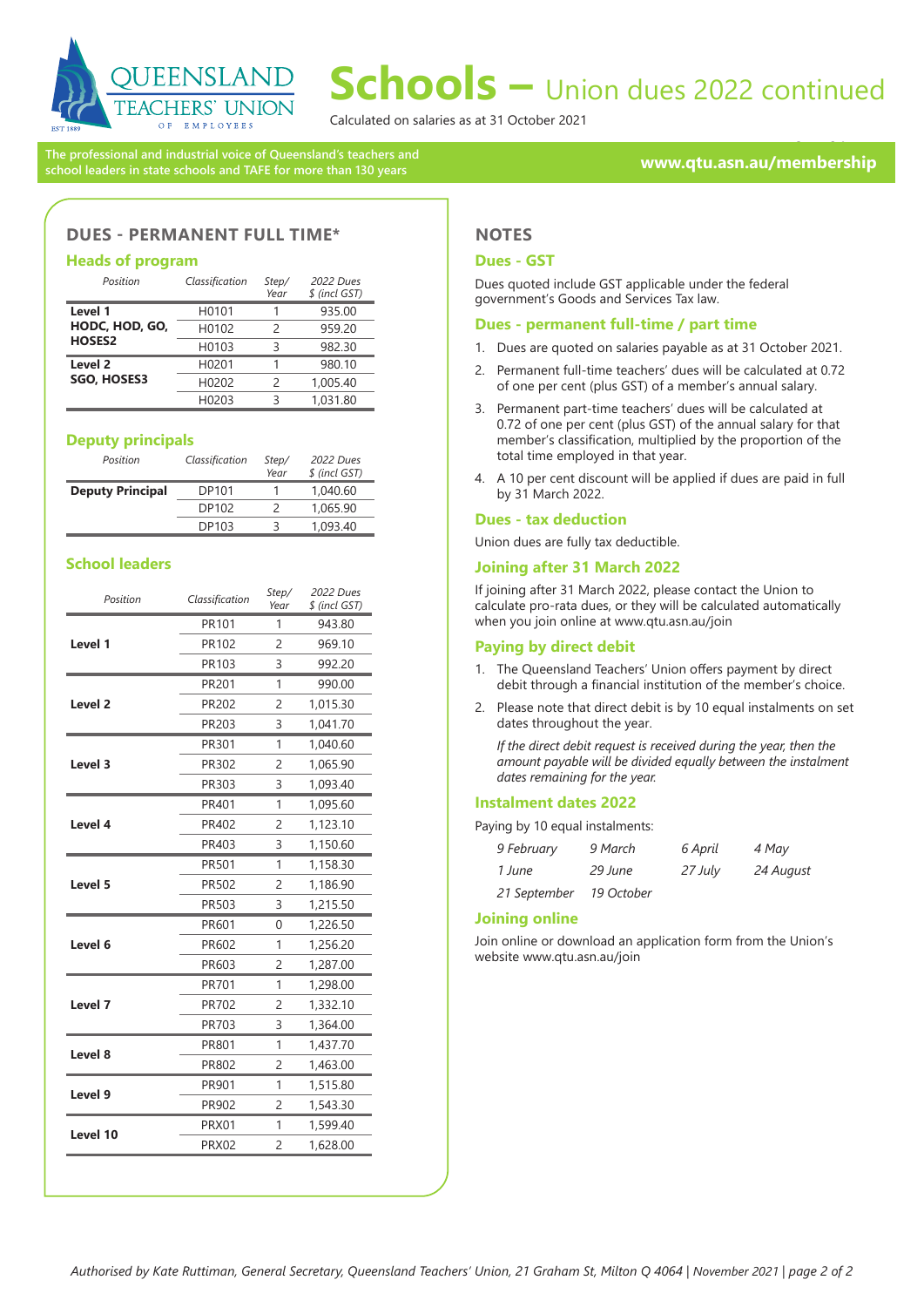# Schools – Union dues 2022 continued

Calculated on salaries as at 31 October 2021

The professional and industrial voice of Queensland's teachers and school leaders in state schools and TAFE for more than 130 years

www.qtu.asn.au/membership

## DUES - PERMANENT FULL TIME*

### Heads of program

| Position | Classification | Step/ Year | 2022 Dues $ (incl GST) |
|---|---|---|---|
| **Level 1 HODC, HOD, GO, HOSES2** | H0101 | 1 | 935.00 |
| | H0102 | 2 | 959.20 |
| | H0103 | 3 | 982.30 |
| **Level 2 SGO, HOSES3** | H0201 | 1 | 980.10 |
| | H0202 | 2 | 1,005.40 |
| | H0203 | 3 | 1,031.80 |

### Deputy principals

| Position | Classification | Step/ Year | 2022 Dues $ (incl GST) |
|---|---|---|---|
| **Deputy Principal** | DP101 | 1 | 1,040.60 |
| | DP102 | 2 | 1,065.90 |
| | DP103 | 3 | 1,093.40 |

### School leaders

| Position | Classification | Step/ Year | 2022 Dues $ (incl GST) |
|---|---|---|---|
| **Level 1** | PR101 | 1 | 943.80 |
| | PR102 | 2 | 969.10 |
| | PR103 | 3 | 992.20 |
| **Level 2** | PR201 | 1 | 990.00 |
| | PR202 | 2 | 1,015.30 |
| | PR203 | 3 | 1,041.70 |
| **Level 3** | PR301 | 1 | 1,040.60 |
| | PR302 | 2 | 1,065.90 |
| | PR303 | 3 | 1,093.40 |
| **Level 4** | PR401 | 1 | 1,095.60 |
| | PR402 | 2 | 1,123.10 |
| | PR403 | 3 | 1,150.60 |
| **Level 5** | PR501 | 1 | 1,158.30 |
| | PR502 | 2 | 1,186.90 |
| | PR503 | 3 | 1,215.50 |
| **Level 6** | PR601 | 0 | 1,226.50 |
| | PR602 | 1 | 1,256.20 |
| | PR603 | 2 | 1,287.00 |
| **Level 7** | PR701 | 1 | 1,298.00 |
| | PR702 | 2 | 1,332.10 |
| | PR703 | 3 | 1,364.00 |
| **Level 8** | PR801 | 1 | 1,437.70 |
| | PR802 | 2 | 1,463.00 |
| **Level 9** | PR901 | 1 | 1,515.80 |
| | PR902 | 2 | 1,543.30 |
| **Level 10** | PRX01 | 1 | 1,599.40 |
| | PRX02 | 2 | 1,628.00 |

## NOTES

### Dues - GST

Dues quoted include GST applicable under the federal government's Goods and Services Tax law.

### Dues - permanent full-time / part time

1. Dues are quoted on salaries payable as at 31 October 2021.
2. Permanent full-time teachers' dues will be calculated at 0.72 of one per cent (plus GST) of a member's annual salary.
3. Permanent part-time teachers' dues will be calculated at 0.72 of one per cent (plus GST) of the annual salary for that member's classification, multiplied by the proportion of the total time employed in that year.
4. A 10 per cent discount will be applied if dues are paid in full by 31 March 2022.

### Dues - tax deduction

Union dues are fully tax deductible.

### Joining after 31 March 2022

If joining after 31 March 2022, please contact the Union to calculate pro-rata dues, or they will be calculated automatically when you join online at www.qtu.asn.au/join

### Paying by direct debit

1. The Queensland Teachers' Union offers payment by direct debit through a financial institution of the member's choice.
2. Please note that direct debit is by 10 equal instalments on set dates throughout the year.

   *If the direct debit request is received during the year, then the amount payable will be divided equally between the instalment dates remaining for the year.*

### Instalment dates 2022

Paying by 10 equal instalments:

| | | | |
|---|---|---|---|
| *9 February* | *9 March* | *6 April* | *4 May* |
| *1 June* | *29 June* | *27 July* | *24 August* |
| *21 September* | *19 October* | | |

### Joining online

Join online or download an application form from the Union's website www.qtu.asn.au/join

*Authorised by Kate Ruttiman, General Secretary, Queensland Teachers' Union, 21 Graham St, Milton Q 4064 | November 2021*